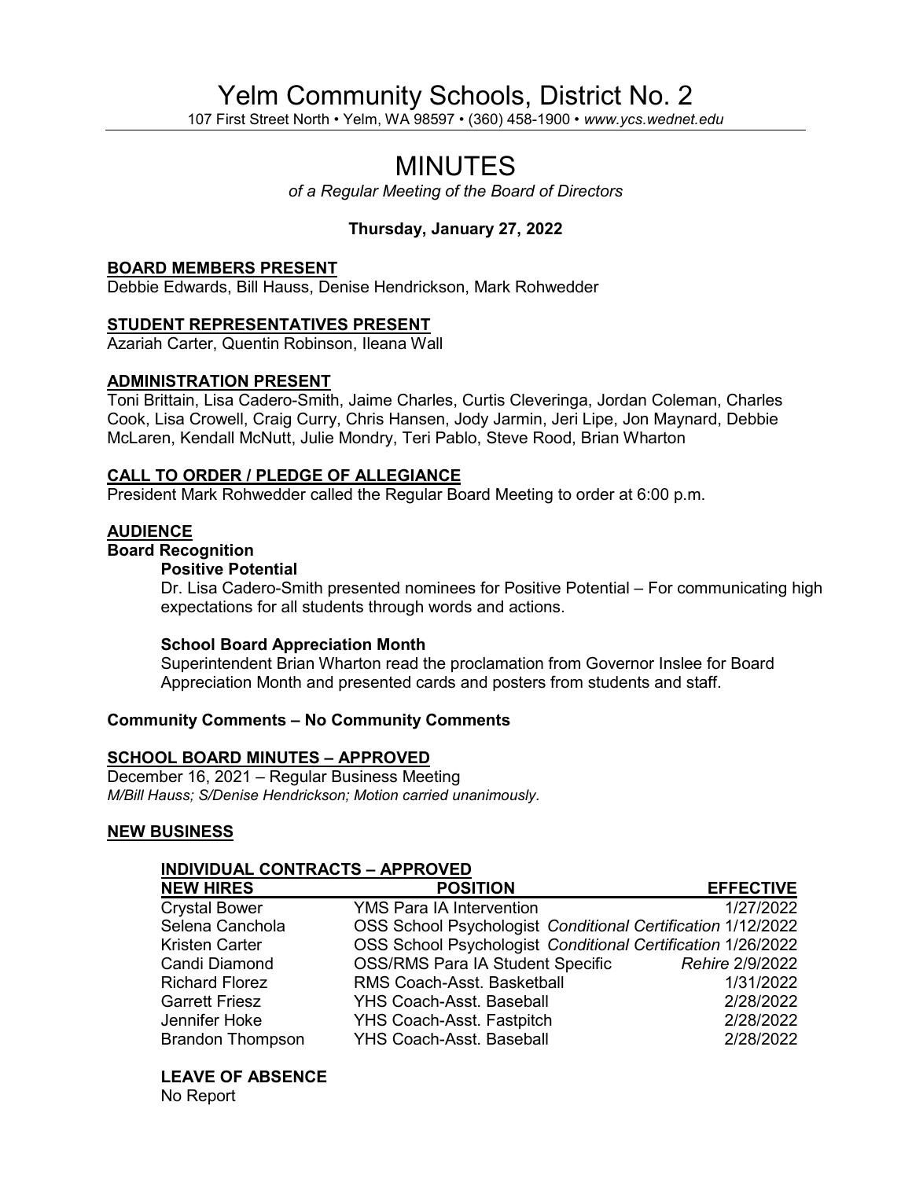# Yelm Community Schools, District No. 2

107 First Street North • Yelm, WA 98597 • (360) 458-1900 • *www.ycs.wednet.edu*

# MINUTES

*of a Regular Meeting of the Board of Directors*

**Thursday, January 27, 2022**

## BOARD MEMBERS PRESENT

Debbie Edwards, Bill Hauss, Denise Hendrickson, Mark Rohwedder

## STUDENT REPRESENTATIVES PRESENT

Azariah Carter, Quentin Robinson, Ileana Wall

## ADMINISTRATION PRESENT

Toni Brittain, Lisa Cadero-Smith, Jaime Charles, Curtis Cleveringa, Jordan Coleman, Charles Cook, Lisa Crowell, Craig Curry, Chris Hansen, Jody Jarmin, Jeri Lipe, Jon Maynard, Debbie McLaren, Kendall McNutt, Julie Mondry, Teri Pablo, Steve Rood, Brian Wharton

## CALL TO ORDER / PLEDGE OF ALLEGIANCE

President Mark Rohwedder called the Regular Board Meeting to order at 6:00 p.m.

## AUDIENCE

### Board Recognition

**Positive Potential**

Dr. Lisa Cadero-Smith presented nominees for Positive Potential – For communicating high expectations for all students through words and actions.

**School Board Appreciation Month**

Superintendent Brian Wharton read the proclamation from Governor Inslee for Board Appreciation Month and presented cards and posters from students and staff.

**Community Comments – No Community Comments**

## SCHOOL BOARD MINUTES – APPROVED

December 16, 2021 – Regular Business Meeting

*M/Bill Hauss; S/Denise Hendrickson; Motion carried unanimously.*

## NEW BUSINESS

### INDIVIDUAL CONTRACTS – APPROVED

| NEW HIRES | POSITION | EFFECTIVE |
|---|---|---|
| Crystal Bower | YMS Para IA Intervention | 1/27/2022 |
| Selena Canchola | OSS School Psychologist *Conditional Certification* | 1/12/2022 |
| Kristen Carter | OSS School Psychologist *Conditional Certification* | 1/26/2022 |
| Candi Diamond | OSS/RMS Para IA Student Specific | *Rehire* 2/9/2022 |
| Richard Florez | RMS Coach-Asst. Basketball | 1/31/2022 |
| Garrett Friesz | YHS Coach-Asst. Baseball | 2/28/2022 |
| Jennifer Hoke | YHS Coach-Asst. Fastpitch | 2/28/2022 |
| Brandon Thompson | YHS Coach-Asst. Baseball | 2/28/2022 |

### LEAVE OF ABSENCE

No Report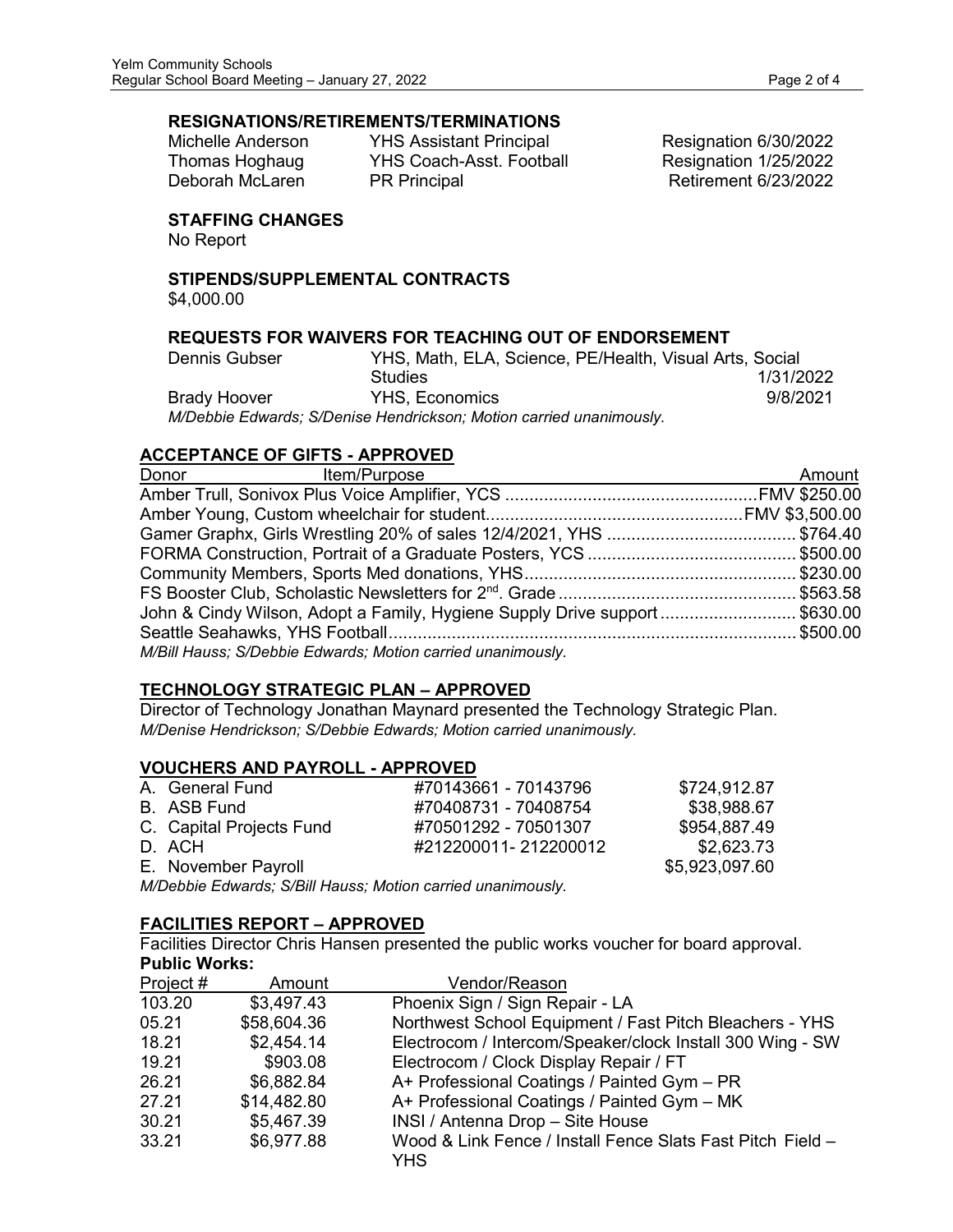**RESIGNATIONS/RETIREMENTS/TERMINATIONS**

| | | |
|---|---|---|
| Michelle Anderson | YHS Assistant Principal | Resignation 6/30/2022 |
| Thomas Hoghaug | YHS Coach-Asst. Football | Resignation 1/25/2022 |
| Deborah McLaren | PR Principal | Retirement 6/23/2022 |

**STAFFING CHANGES**

No Report

**STIPENDS/SUPPLEMENTAL CONTRACTS**

$4,000.00

**REQUESTS FOR WAIVERS FOR TEACHING OUT OF ENDORSEMENT**

| | | |
|---|---|---|
| Dennis Gubser | YHS, Math, ELA, Science, PE/Health, Visual Arts, Social Studies | 1/31/2022 |
| Brady Hoover | YHS, Economics | 9/8/2021 |

*M/Debbie Edwards; S/Denise Hendrickson; Motion carried unanimously.*

## ACCEPTANCE OF GIFTS - APPROVED

| Donor | Item/Purpose | Amount |
|---|---|---|
| Amber Trull, Sonivox Plus Voice Amplifier, YCS | | FMV $250.00 |
| Amber Young, Custom wheelchair for student | | FMV $3,500.00 |
| Gamer Graphx, Girls Wrestling 20% of sales 12/4/2021, YHS | | $764.40 |
| FORMA Construction, Portrait of a Graduate Posters, YCS | | $500.00 |
| Community Members, Sports Med donations, YHS | | $230.00 |
| FS Booster Club, Scholastic Newsletters for 2nd. Grade | | $563.58 |
| John & Cindy Wilson, Adopt a Family, Hygiene Supply Drive support | | $630.00 |
| Seattle Seahawks, YHS Football | | $500.00 |

*M/Bill Hauss; S/Debbie Edwards; Motion carried unanimously.*

## TECHNOLOGY STRATEGIC PLAN – APPROVED

Director of Technology Jonathan Maynard presented the Technology Strategic Plan.

*M/Denise Hendrickson; S/Debbie Edwards; Motion carried unanimously.*

## VOUCHERS AND PAYROLL - APPROVED

| | | |
|---|---|---|
| A. General Fund | #70143661 - 70143796 | $724,912.87 |
| B. ASB Fund | #70408731 - 70408754 | $38,988.67 |
| C. Capital Projects Fund | #70501292 - 70501307 | $954,887.49 |
| D. ACH | #212200011- 212200012 | $2,623.73 |
| E. November Payroll | | $5,923,097.60 |

*M/Debbie Edwards; S/Bill Hauss; Motion carried unanimously.*

## FACILITIES REPORT – APPROVED

Facilities Director Chris Hansen presented the public works voucher for board approval.

**Public Works:**

| Project # | Amount | Vendor/Reason |
|---|---|---|
| 103.20 | $3,497.43 | Phoenix Sign / Sign Repair - LA |
| 05.21 | $58,604.36 | Northwest School Equipment / Fast Pitch Bleachers - YHS |
| 18.21 | $2,454.14 | Electrocom / Intercom/Speaker/clock Install 300 Wing - SW |
| 19.21 | $903.08 | Electrocom / Clock Display Repair / FT |
| 26.21 | $6,882.84 | A+ Professional Coatings / Painted Gym – PR |
| 27.21 | $14,482.80 | A+ Professional Coatings / Painted Gym – MK |
| 30.21 | $5,467.39 | INSI / Antenna Drop – Site House |
| 33.21 | $6,977.88 | Wood & Link Fence / Install Fence Slats Fast Pitch Field – YHS |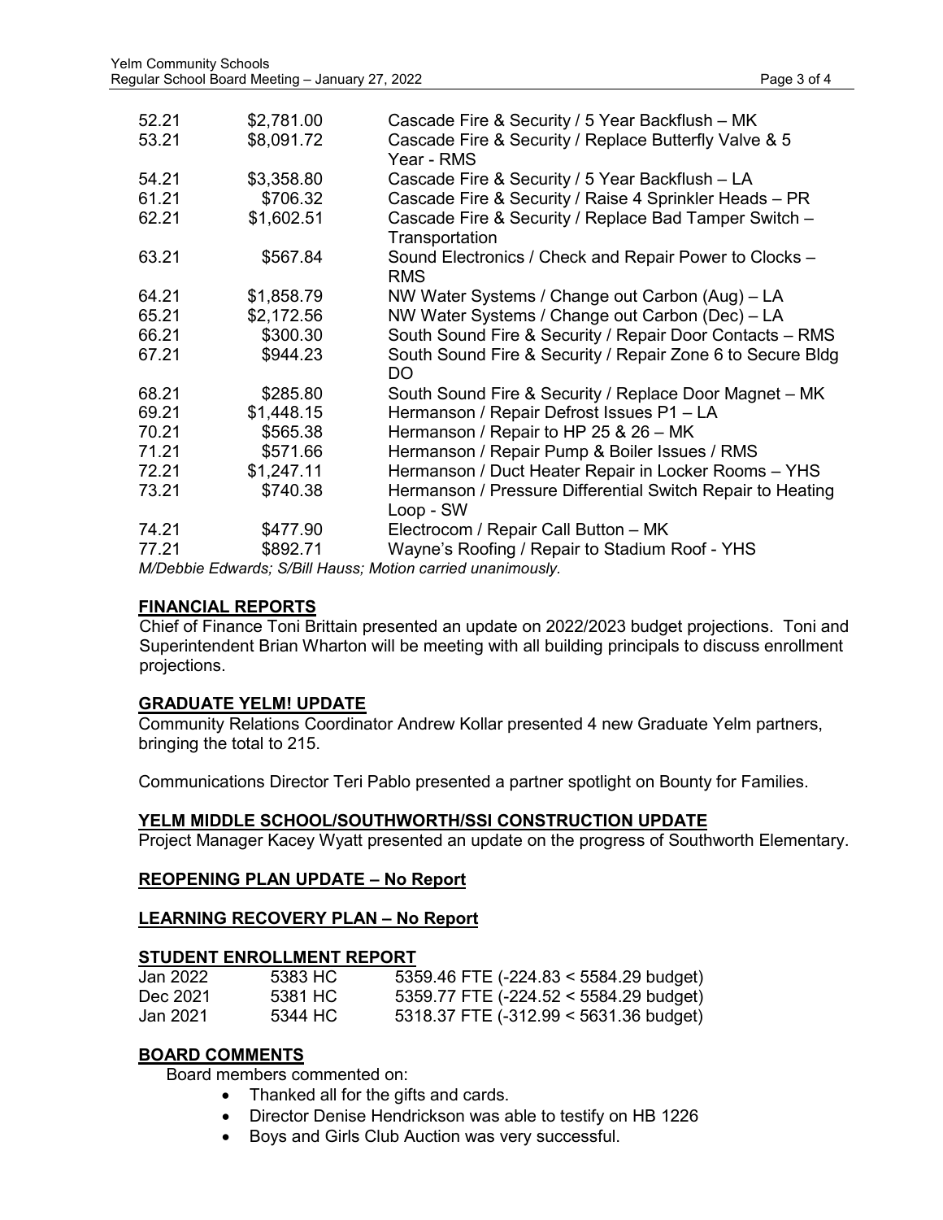| | | |
|---|---|---|
| 52.21 | $2,781.00 | Cascade Fire & Security / 5 Year Backflush – MK |
| 53.21 | $8,091.72 | Cascade Fire & Security / Replace Butterfly Valve & 5 Year - RMS |
| 54.21 | $3,358.80 | Cascade Fire & Security / 5 Year Backflush – LA |
| 61.21 | $706.32 | Cascade Fire & Security / Raise 4 Sprinkler Heads – PR |
| 62.21 | $1,602.51 | Cascade Fire & Security / Replace Bad Tamper Switch – Transportation |
| 63.21 | $567.84 | Sound Electronics / Check and Repair Power to Clocks – RMS |
| 64.21 | $1,858.79 | NW Water Systems / Change out Carbon (Aug) – LA |
| 65.21 | $2,172.56 | NW Water Systems / Change out Carbon (Dec) – LA |
| 66.21 | $300.30 | South Sound Fire & Security / Repair Door Contacts – RMS |
| 67.21 | $944.23 | South Sound Fire & Security / Repair Zone 6 to Secure Bldg DO |
| 68.21 | $285.80 | South Sound Fire & Security / Replace Door Magnet – MK |
| 69.21 | $1,448.15 | Hermanson / Repair Defrost Issues P1 – LA |
| 70.21 | $565.38 | Hermanson / Repair to HP 25 & 26 – MK |
| 71.21 | $571.66 | Hermanson / Repair Pump & Boiler Issues / RMS |
| 72.21 | $1,247.11 | Hermanson / Duct Heater Repair in Locker Rooms – YHS |
| 73.21 | $740.38 | Hermanson / Pressure Differential Switch Repair to Heating Loop - SW |
| 74.21 | $477.90 | Electrocom / Repair Call Button – MK |
| 77.21 | $892.71 | Wayne's Roofing / Repair to Stadium Roof - YHS |

*M/Debbie Edwards; S/Bill Hauss; Motion carried unanimously.*

## FINANCIAL REPORTS

Chief of Finance Toni Brittain presented an update on 2022/2023 budget projections. Toni and Superintendent Brian Wharton will be meeting with all building principals to discuss enrollment projections.

## GRADUATE YELM! UPDATE

Community Relations Coordinator Andrew Kollar presented 4 new Graduate Yelm partners, bringing the total to 215.

Communications Director Teri Pablo presented a partner spotlight on Bounty for Families.

## YELM MIDDLE SCHOOL/SOUTHWORTH/SSI CONSTRUCTION UPDATE

Project Manager Kacey Wyatt presented an update on the progress of Southworth Elementary.

## REOPENING PLAN UPDATE – No Report

## LEARNING RECOVERY PLAN – No Report

## STUDENT ENROLLMENT REPORT

| | | |
|---|---|---|
| Jan 2022 | 5383 HC | 5359.46 FTE (-224.83 < 5584.29 budget) |
| Dec 2021 | 5381 HC | 5359.77 FTE (-224.52 < 5584.29 budget) |
| Jan 2021 | 5344 HC | 5318.37 FTE (-312.99 < 5631.36 budget) |

## BOARD COMMENTS

Board members commented on:

- Thanked all for the gifts and cards.
- Director Denise Hendrickson was able to testify on HB 1226
- Boys and Girls Club Auction was very successful.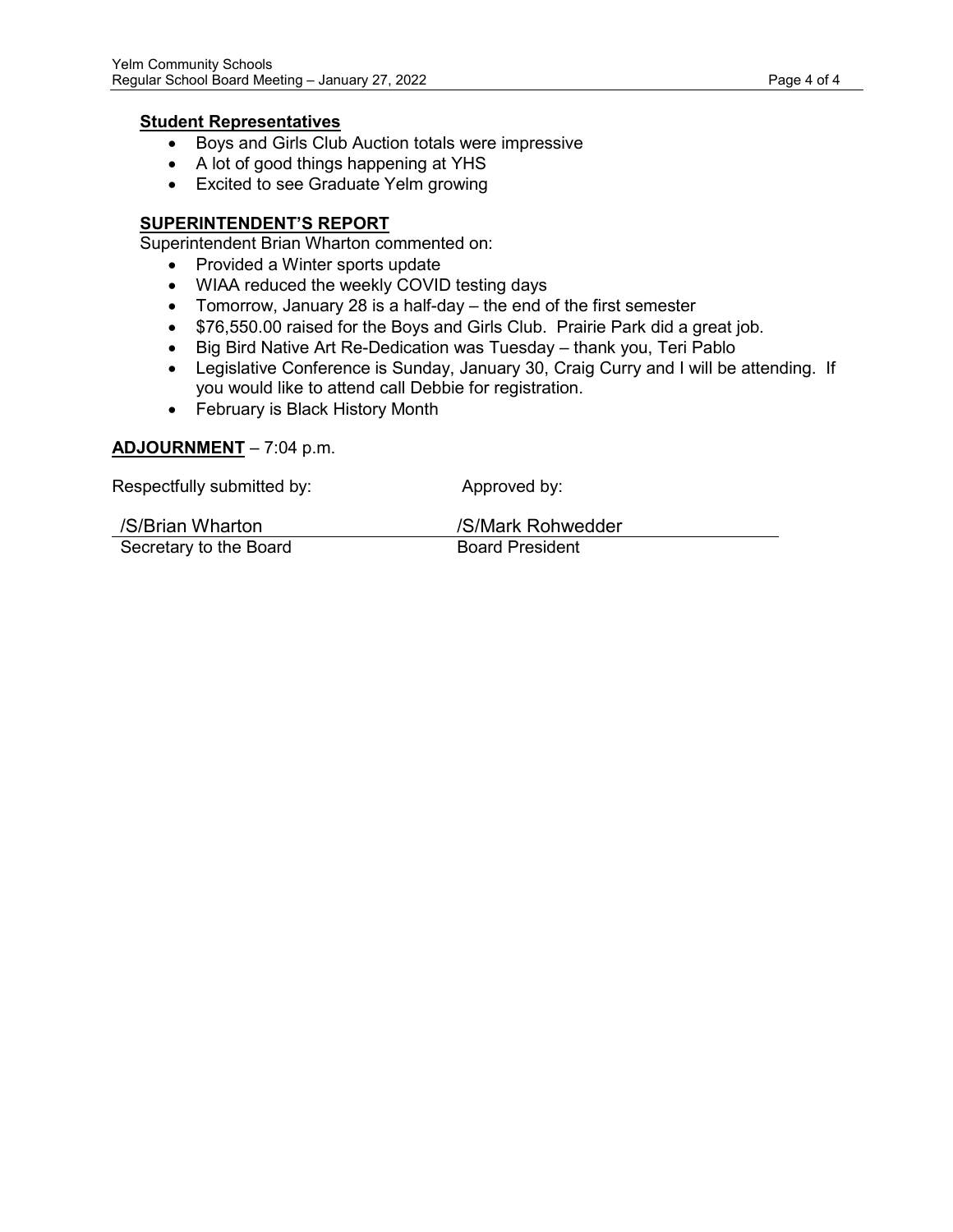**Student Representatives**

- Boys and Girls Club Auction totals were impressive
- A lot of good things happening at YHS
- Excited to see Graduate Yelm growing

**SUPERINTENDENT'S REPORT**

Superintendent Brian Wharton commented on:

- Provided a Winter sports update
- WIAA reduced the weekly COVID testing days
- Tomorrow, January 28 is a half-day – the end of the first semester
- $76,550.00 raised for the Boys and Girls Club. Prairie Park did a great job.
- Big Bird Native Art Re-Dedication was Tuesday – thank you, Teri Pablo
- Legislative Conference is Sunday, January 30, Craig Curry and I will be attending. If you would like to attend call Debbie for registration.
- February is Black History Month

**ADJOURNMENT** – 7:04 p.m.

| Respectfully submitted by: | Approved by: |
|---|---|
| /S/Brian Wharton | /S/Mark Rohwedder |
| Secretary to the Board | Board President |